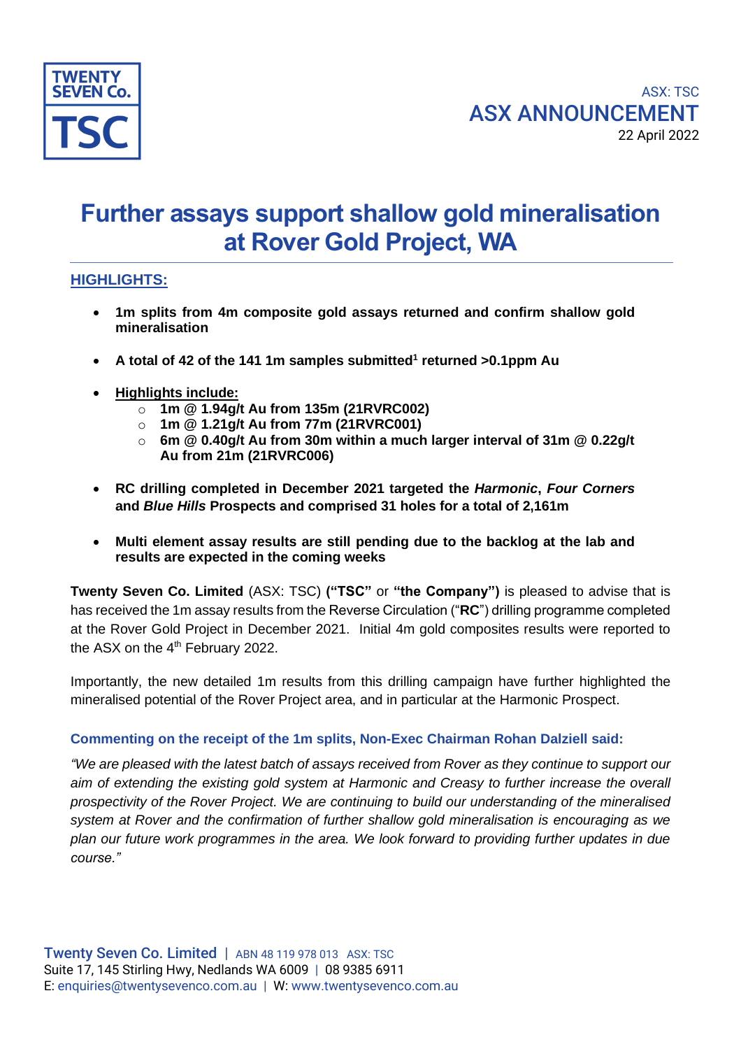ASX: TSC

# ASX ANNOUNCEMENT

22 April 2022

# Further assays support shallow gold mineralisation at Rover Gold Project, WA

## HIGHLIGHTS:

- **1m splits from 4m composite gold assays returned and confirm shallow gold mineralisation**
- **A total of 42 of the 141 1m samples submitted[1] returned >0.1ppm Au**
- **Highlights include:**
  - **1m @ 1.94g/t Au from 135m (21RVRC002)**
  - **1m @ 1.21g/t Au from 77m (21RVRC001)**
  - **6m @ 0.40g/t Au from 30m within a much larger interval of 31m @ 0.22g/t Au from 21m (21RVRC006)**
- **RC drilling completed in December 2021 targeted the *Harmonic*, *Four Corners* and *Blue Hills* Prospects and comprised 31 holes for a total of 2,161m**
- **Multi element assay results are still pending due to the backlog at the lab and results are expected in the coming weeks**

**Twenty Seven Co. Limited** (ASX: TSC) **("TSC"** or **"the Company")** is pleased to advise that is has received the 1m assay results from the Reverse Circulation ("**RC**") drilling programme completed at the Rover Gold Project in December 2021. Initial 4m gold composites results were reported to the ASX on the 4th February 2022.

Importantly, the new detailed 1m results from this drilling campaign have further highlighted the mineralised potential of the Rover Project area, and in particular at the Harmonic Prospect.

**Commenting on the receipt of the 1m splits, Non-Exec Chairman Rohan Dalziell said:**

*"We are pleased with the latest batch of assays received from Rover as they continue to support our aim of extending the existing gold system at Harmonic and Creasy to further increase the overall prospectivity of the Rover Project. We are continuing to build our understanding of the mineralised system at Rover and the confirmation of further shallow gold mineralisation is encouraging as we plan our future work programmes in the area. We look forward to providing further updates in due course."*

Twenty Seven Co. Limited | ABN 48 119 978 013 ASX: TSC
Suite 17, 145 Stirling Hwy, Nedlands WA 6009 | 08 9385 6911
E: enquiries@twentysevenco.com.au | W: www.twentysevenco.com.au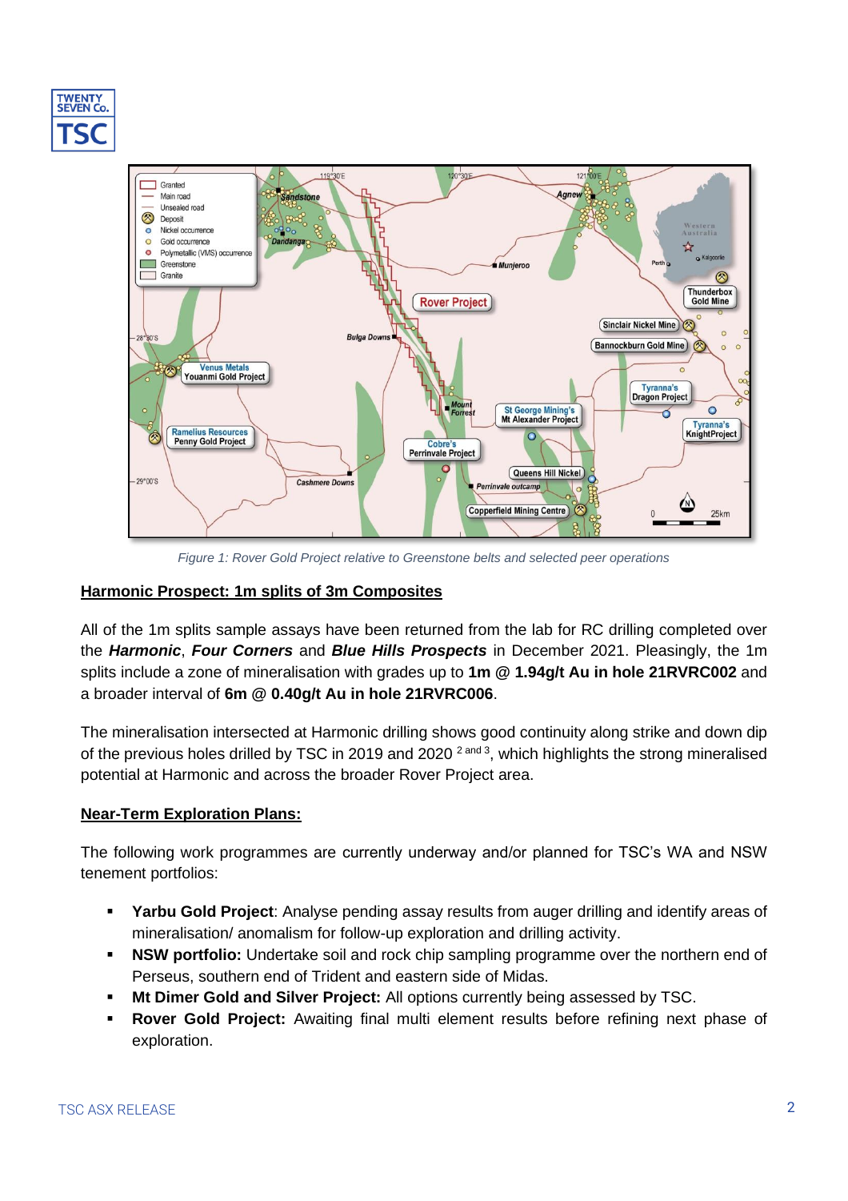*Figure 1: Rover Gold Project relative to Greenstone belts and selected peer operations*

## Harmonic Prospect: 1m splits of 3m Composites

All of the 1m splits sample assays have been returned from the lab for RC drilling completed over the ***Harmonic***, ***Four Corners*** and ***Blue Hills Prospects*** in December 2021. Pleasingly, the 1m splits include a zone of mineralisation with grades up to **1m @ 1.94g/t Au in hole 21RVRC002** and a broader interval of **6m @ 0.40g/t Au in hole 21RVRC006**.

The mineralisation intersected at Harmonic drilling shows good continuity along strike and down dip of the previous holes drilled by TSC in 2019 and 2020 [2 and 3], which highlights the strong mineralised potential at Harmonic and across the broader Rover Project area.

## Near-Term Exploration Plans:

The following work programmes are currently underway and/or planned for TSC's WA and NSW tenement portfolios:

- **Yarbu Gold Project**: Analyse pending assay results from auger drilling and identify areas of mineralisation/ anomalism for follow-up exploration and drilling activity.
- **NSW portfolio:** Undertake soil and rock chip sampling programme over the northern end of Perseus, southern end of Trident and eastern side of Midas.
- **Mt Dimer Gold and Silver Project:** All options currently being assessed by TSC.
- **Rover Gold Project:** Awaiting final multi element results before refining next phase of exploration.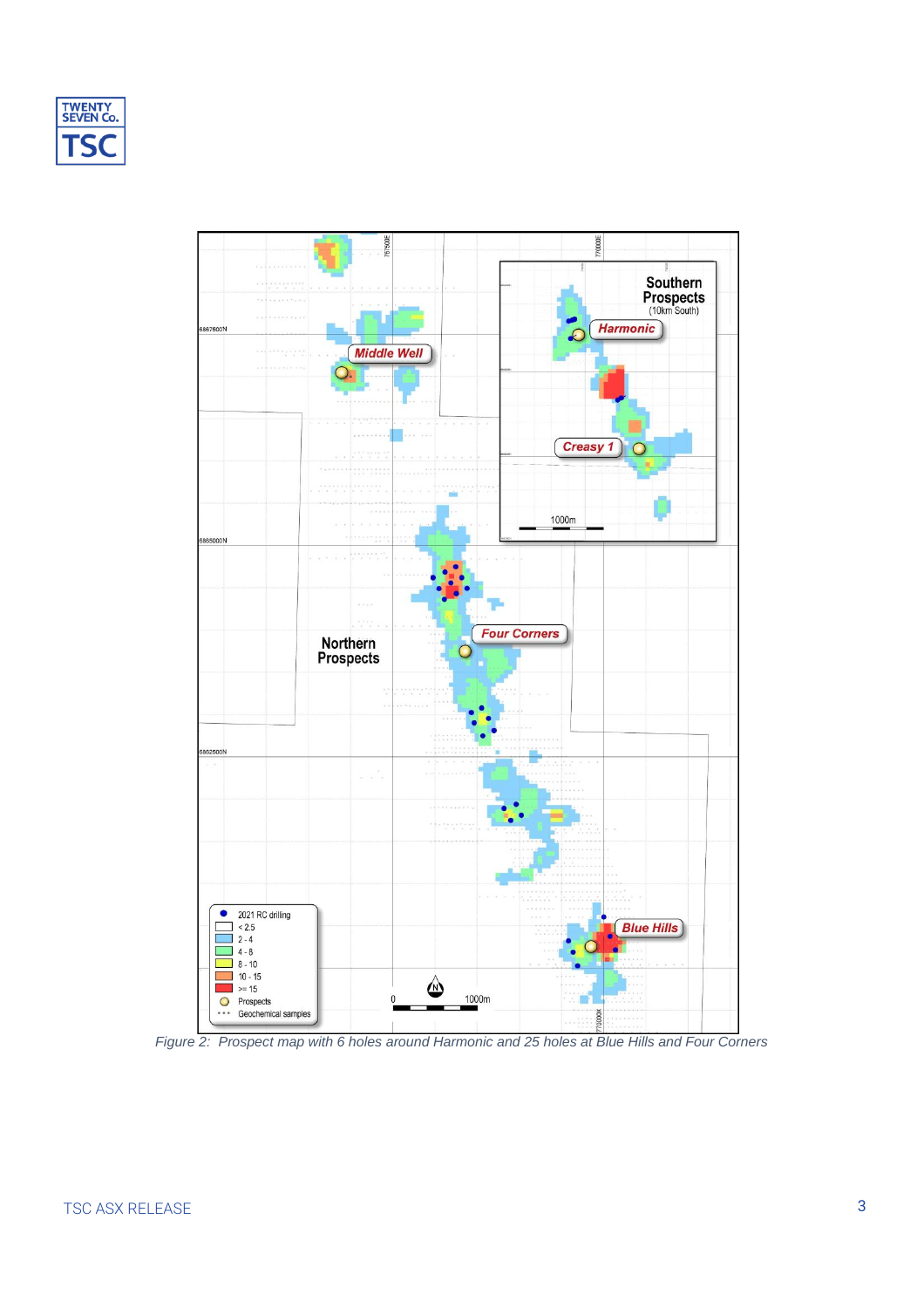Figure 2: Prospect map with 6 holes around Harmonic and 25 holes at Blue Hills and Four Corners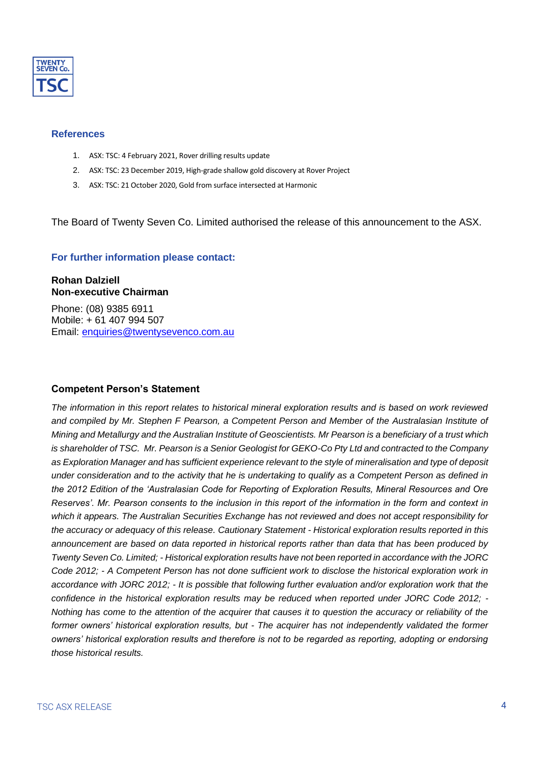## References

1. ASX: TSC: 4 February 2021, Rover drilling results update
2. ASX: TSC: 23 December 2019, High-grade shallow gold discovery at Rover Project
3. ASX: TSC: 21 October 2020, Gold from surface intersected at Harmonic

The Board of Twenty Seven Co. Limited authorised the release of this announcement to the ASX.

## For further information please contact:

**Rohan Dalziell**
**Non-executive Chairman**

Phone: (08) 9385 6911
Mobile: + 61 407 994 507
Email: enquiries@twentysevenco.com.au

### Competent Person's Statement

*The information in this report relates to historical mineral exploration results and is based on work reviewed and compiled by Mr. Stephen F Pearson, a Competent Person and Member of the Australasian Institute of Mining and Metallurgy and the Australian Institute of Geoscientists. Mr Pearson is a beneficiary of a trust which is shareholder of TSC. Mr. Pearson is a Senior Geologist for GEKO-Co Pty Ltd and contracted to the Company as Exploration Manager and has sufficient experience relevant to the style of mineralisation and type of deposit under consideration and to the activity that he is undertaking to qualify as a Competent Person as defined in the 2012 Edition of the 'Australasian Code for Reporting of Exploration Results, Mineral Resources and Ore Reserves'. Mr. Pearson consents to the inclusion in this report of the information in the form and context in which it appears. The Australian Securities Exchange has not reviewed and does not accept responsibility for the accuracy or adequacy of this release. Cautionary Statement - Historical exploration results reported in this announcement are based on data reported in historical reports rather than data that has been produced by Twenty Seven Co. Limited; - Historical exploration results have not been reported in accordance with the JORC Code 2012; - A Competent Person has not done sufficient work to disclose the historical exploration work in accordance with JORC 2012; - It is possible that following further evaluation and/or exploration work that the confidence in the historical exploration results may be reduced when reported under JORC Code 2012; - Nothing has come to the attention of the acquirer that causes it to question the accuracy or reliability of the former owners' historical exploration results, but - The acquirer has not independently validated the former owners' historical exploration results and therefore is not to be regarded as reporting, adopting or endorsing those historical results.*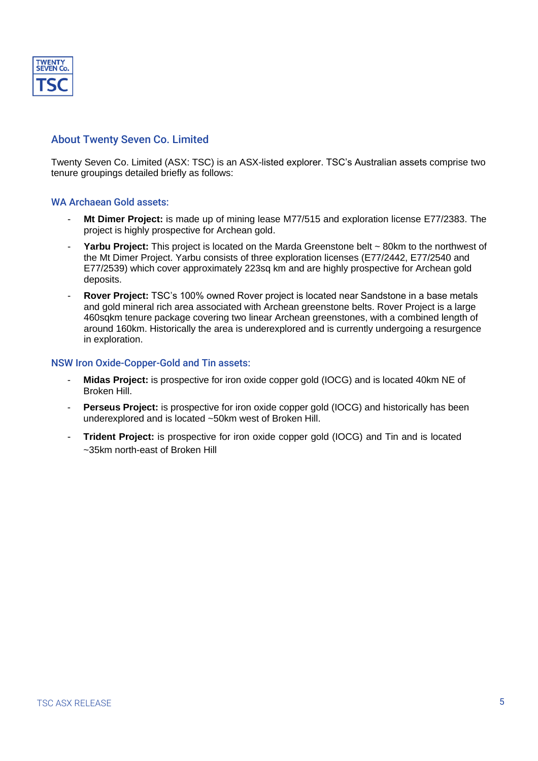## About Twenty Seven Co. Limited

Twenty Seven Co. Limited (ASX: TSC) is an ASX-listed explorer. TSC's Australian assets comprise two tenure groupings detailed briefly as follows:

### WA Archaean Gold assets:

- **Mt Dimer Project:** is made up of mining lease M77/515 and exploration license E77/2383. The project is highly prospective for Archean gold.
- **Yarbu Project:** This project is located on the Marda Greenstone belt ~ 80km to the northwest of the Mt Dimer Project. Yarbu consists of three exploration licenses (E77/2442, E77/2540 and E77/2539) which cover approximately 223sq km and are highly prospective for Archean gold deposits.
- **Rover Project:** TSC's 100% owned Rover project is located near Sandstone in a base metals and gold mineral rich area associated with Archean greenstone belts. Rover Project is a large 460sqkm tenure package covering two linear Archean greenstones, with a combined length of around 160km. Historically the area is underexplored and is currently undergoing a resurgence in exploration.

### NSW Iron Oxide-Copper-Gold and Tin assets:

- **Midas Project:** is prospective for iron oxide copper gold (IOCG) and is located 40km NE of Broken Hill.
- **Perseus Project:** is prospective for iron oxide copper gold (IOCG) and historically has been underexplored and is located ~50km west of Broken Hill.
- **Trident Project:** is prospective for iron oxide copper gold (IOCG) and Tin and is located ~35km north-east of Broken Hill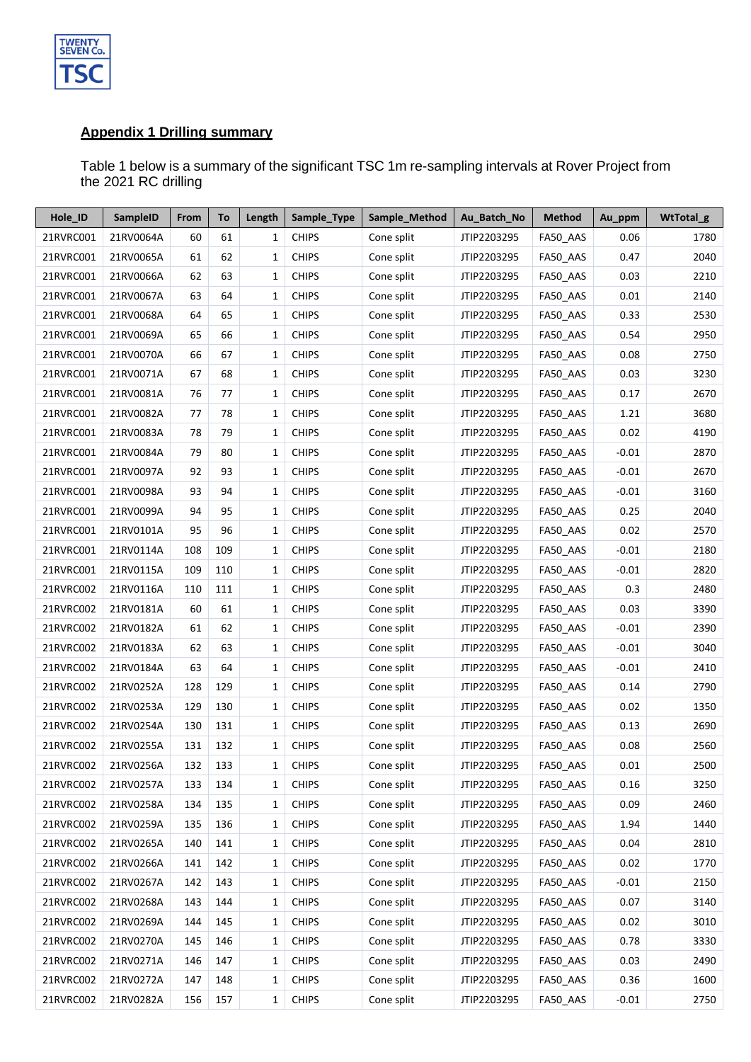## Appendix 1 Drilling summary

Table 1 below is a summary of the significant TSC 1m re-sampling intervals at Rover Project from the 2021 RC drilling

| Hole_ID | SampleID | From | To | Length | Sample_Type | Sample_Method | Au_Batch_No | Method | Au_ppm | WtTotal_g |
|---|---|---|---|---|---|---|---|---|---|---|
| 21RVRC001 | 21RV0064A | 60 | 61 | 1 | CHIPS | Cone split | JTIP2203295 | FA50_AAS | 0.06 | 1780 |
| 21RVRC001 | 21RV0065A | 61 | 62 | 1 | CHIPS | Cone split | JTIP2203295 | FA50_AAS | 0.47 | 2040 |
| 21RVRC001 | 21RV0066A | 62 | 63 | 1 | CHIPS | Cone split | JTIP2203295 | FA50_AAS | 0.03 | 2210 |
| 21RVRC001 | 21RV0067A | 63 | 64 | 1 | CHIPS | Cone split | JTIP2203295 | FA50_AAS | 0.01 | 2140 |
| 21RVRC001 | 21RV0068A | 64 | 65 | 1 | CHIPS | Cone split | JTIP2203295 | FA50_AAS | 0.33 | 2530 |
| 21RVRC001 | 21RV0069A | 65 | 66 | 1 | CHIPS | Cone split | JTIP2203295 | FA50_AAS | 0.54 | 2950 |
| 21RVRC001 | 21RV0070A | 66 | 67 | 1 | CHIPS | Cone split | JTIP2203295 | FA50_AAS | 0.08 | 2750 |
| 21RVRC001 | 21RV0071A | 67 | 68 | 1 | CHIPS | Cone split | JTIP2203295 | FA50_AAS | 0.03 | 3230 |
| 21RVRC001 | 21RV0081A | 76 | 77 | 1 | CHIPS | Cone split | JTIP2203295 | FA50_AAS | 0.17 | 2670 |
| 21RVRC001 | 21RV0082A | 77 | 78 | 1 | CHIPS | Cone split | JTIP2203295 | FA50_AAS | 1.21 | 3680 |
| 21RVRC001 | 21RV0083A | 78 | 79 | 1 | CHIPS | Cone split | JTIP2203295 | FA50_AAS | 0.02 | 4190 |
| 21RVRC001 | 21RV0084A | 79 | 80 | 1 | CHIPS | Cone split | JTIP2203295 | FA50_AAS | -0.01 | 2870 |
| 21RVRC001 | 21RV0097A | 92 | 93 | 1 | CHIPS | Cone split | JTIP2203295 | FA50_AAS | -0.01 | 2670 |
| 21RVRC001 | 21RV0098A | 93 | 94 | 1 | CHIPS | Cone split | JTIP2203295 | FA50_AAS | -0.01 | 3160 |
| 21RVRC001 | 21RV0099A | 94 | 95 | 1 | CHIPS | Cone split | JTIP2203295 | FA50_AAS | 0.25 | 2040 |
| 21RVRC001 | 21RV0101A | 95 | 96 | 1 | CHIPS | Cone split | JTIP2203295 | FA50_AAS | 0.02 | 2570 |
| 21RVRC001 | 21RV0114A | 108 | 109 | 1 | CHIPS | Cone split | JTIP2203295 | FA50_AAS | -0.01 | 2180 |
| 21RVRC001 | 21RV0115A | 109 | 110 | 1 | CHIPS | Cone split | JTIP2203295 | FA50_AAS | -0.01 | 2820 |
| 21RVRC002 | 21RV0116A | 110 | 111 | 1 | CHIPS | Cone split | JTIP2203295 | FA50_AAS | 0.3 | 2480 |
| 21RVRC002 | 21RV0181A | 60 | 61 | 1 | CHIPS | Cone split | JTIP2203295 | FA50_AAS | 0.03 | 3390 |
| 21RVRC002 | 21RV0182A | 61 | 62 | 1 | CHIPS | Cone split | JTIP2203295 | FA50_AAS | -0.01 | 2390 |
| 21RVRC002 | 21RV0183A | 62 | 63 | 1 | CHIPS | Cone split | JTIP2203295 | FA50_AAS | -0.01 | 3040 |
| 21RVRC002 | 21RV0184A | 63 | 64 | 1 | CHIPS | Cone split | JTIP2203295 | FA50_AAS | -0.01 | 2410 |
| 21RVRC002 | 21RV0252A | 128 | 129 | 1 | CHIPS | Cone split | JTIP2203295 | FA50_AAS | 0.14 | 2790 |
| 21RVRC002 | 21RV0253A | 129 | 130 | 1 | CHIPS | Cone split | JTIP2203295 | FA50_AAS | 0.02 | 1350 |
| 21RVRC002 | 21RV0254A | 130 | 131 | 1 | CHIPS | Cone split | JTIP2203295 | FA50_AAS | 0.13 | 2690 |
| 21RVRC002 | 21RV0255A | 131 | 132 | 1 | CHIPS | Cone split | JTIP2203295 | FA50_AAS | 0.08 | 2560 |
| 21RVRC002 | 21RV0256A | 132 | 133 | 1 | CHIPS | Cone split | JTIP2203295 | FA50_AAS | 0.01 | 2500 |
| 21RVRC002 | 21RV0257A | 133 | 134 | 1 | CHIPS | Cone split | JTIP2203295 | FA50_AAS | 0.16 | 3250 |
| 21RVRC002 | 21RV0258A | 134 | 135 | 1 | CHIPS | Cone split | JTIP2203295 | FA50_AAS | 0.09 | 2460 |
| 21RVRC002 | 21RV0259A | 135 | 136 | 1 | CHIPS | Cone split | JTIP2203295 | FA50_AAS | 1.94 | 1440 |
| 21RVRC002 | 21RV0265A | 140 | 141 | 1 | CHIPS | Cone split | JTIP2203295 | FA50_AAS | 0.04 | 2810 |
| 21RVRC002 | 21RV0266A | 141 | 142 | 1 | CHIPS | Cone split | JTIP2203295 | FA50_AAS | 0.02 | 1770 |
| 21RVRC002 | 21RV0267A | 142 | 143 | 1 | CHIPS | Cone split | JTIP2203295 | FA50_AAS | -0.01 | 2150 |
| 21RVRC002 | 21RV0268A | 143 | 144 | 1 | CHIPS | Cone split | JTIP2203295 | FA50_AAS | 0.07 | 3140 |
| 21RVRC002 | 21RV0269A | 144 | 145 | 1 | CHIPS | Cone split | JTIP2203295 | FA50_AAS | 0.02 | 3010 |
| 21RVRC002 | 21RV0270A | 145 | 146 | 1 | CHIPS | Cone split | JTIP2203295 | FA50_AAS | 0.78 | 3330 |
| 21RVRC002 | 21RV0271A | 146 | 147 | 1 | CHIPS | Cone split | JTIP2203295 | FA50_AAS | 0.03 | 2490 |
| 21RVRC002 | 21RV0272A | 147 | 148 | 1 | CHIPS | Cone split | JTIP2203295 | FA50_AAS | 0.36 | 1600 |
| 21RVRC002 | 21RV0282A | 156 | 157 | 1 | CHIPS | Cone split | JTIP2203295 | FA50_AAS | -0.01 | 2750 |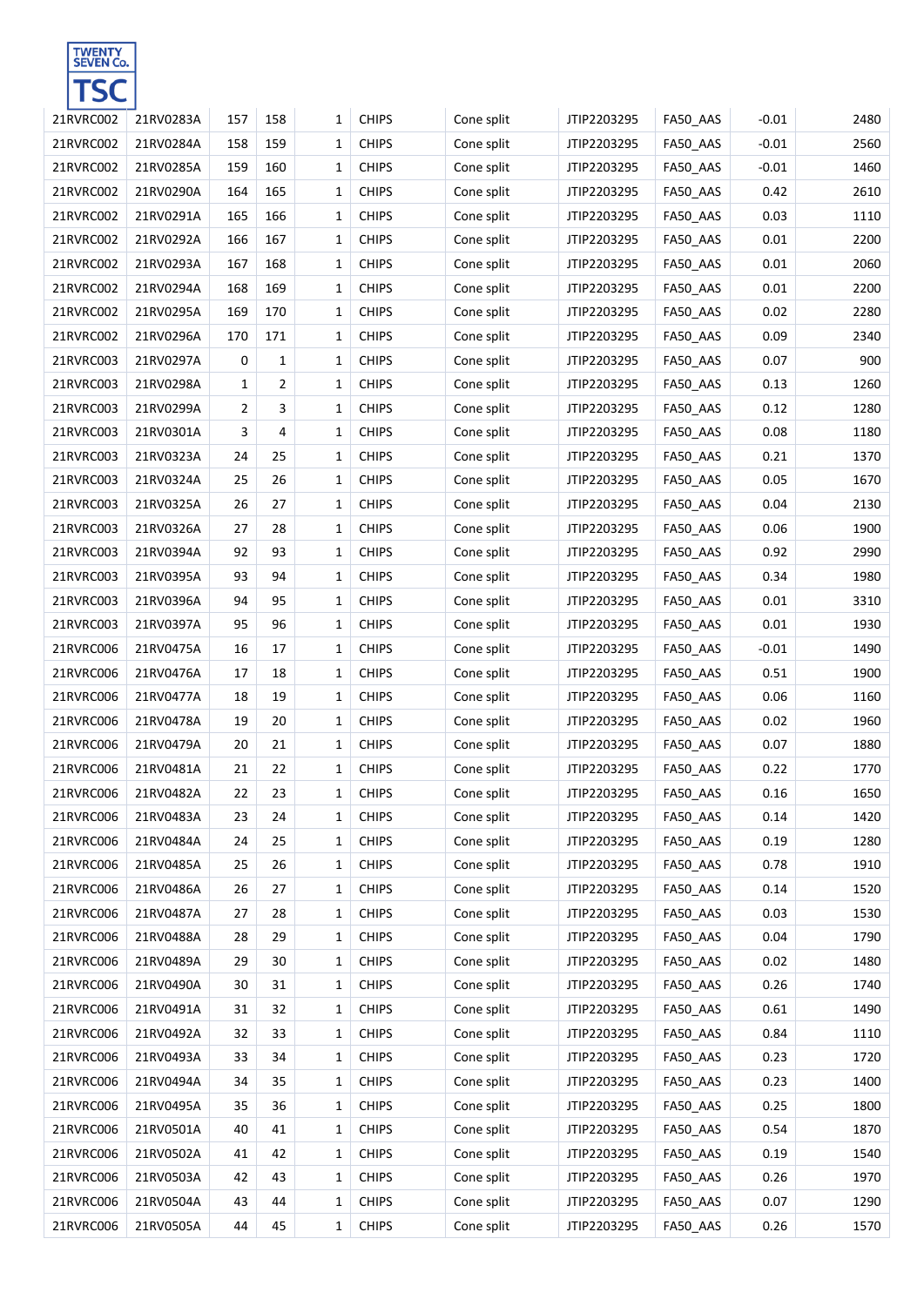| | | | | | | | | | | |
|---|---|---|---|---|---|---|---|---|---|---|
| 21RVRC002 | 21RV0283A | 157 | 158 | 1 | CHIPS | Cone split | JTIP2203295 | FA50_AAS | -0.01 | 2480 |
| 21RVRC002 | 21RV0284A | 158 | 159 | 1 | CHIPS | Cone split | JTIP2203295 | FA50_AAS | -0.01 | 2560 |
| 21RVRC002 | 21RV0285A | 159 | 160 | 1 | CHIPS | Cone split | JTIP2203295 | FA50_AAS | -0.01 | 1460 |
| 21RVRC002 | 21RV0290A | 164 | 165 | 1 | CHIPS | Cone split | JTIP2203295 | FA50_AAS | 0.42 | 2610 |
| 21RVRC002 | 21RV0291A | 165 | 166 | 1 | CHIPS | Cone split | JTIP2203295 | FA50_AAS | 0.03 | 1110 |
| 21RVRC002 | 21RV0292A | 166 | 167 | 1 | CHIPS | Cone split | JTIP2203295 | FA50_AAS | 0.01 | 2200 |
| 21RVRC002 | 21RV0293A | 167 | 168 | 1 | CHIPS | Cone split | JTIP2203295 | FA50_AAS | 0.01 | 2060 |
| 21RVRC002 | 21RV0294A | 168 | 169 | 1 | CHIPS | Cone split | JTIP2203295 | FA50_AAS | 0.01 | 2200 |
| 21RVRC002 | 21RV0295A | 169 | 170 | 1 | CHIPS | Cone split | JTIP2203295 | FA50_AAS | 0.02 | 2280 |
| 21RVRC002 | 21RV0296A | 170 | 171 | 1 | CHIPS | Cone split | JTIP2203295 | FA50_AAS | 0.09 | 2340 |
| 21RVRC003 | 21RV0297A | 0 | 1 | 1 | CHIPS | Cone split | JTIP2203295 | FA50_AAS | 0.07 | 900 |
| 21RVRC003 | 21RV0298A | 1 | 2 | 1 | CHIPS | Cone split | JTIP2203295 | FA50_AAS | 0.13 | 1260 |
| 21RVRC003 | 21RV0299A | 2 | 3 | 1 | CHIPS | Cone split | JTIP2203295 | FA50_AAS | 0.12 | 1280 |
| 21RVRC003 | 21RV0301A | 3 | 4 | 1 | CHIPS | Cone split | JTIP2203295 | FA50_AAS | 0.08 | 1180 |
| 21RVRC003 | 21RV0323A | 24 | 25 | 1 | CHIPS | Cone split | JTIP2203295 | FA50_AAS | 0.21 | 1370 |
| 21RVRC003 | 21RV0324A | 25 | 26 | 1 | CHIPS | Cone split | JTIP2203295 | FA50_AAS | 0.05 | 1670 |
| 21RVRC003 | 21RV0325A | 26 | 27 | 1 | CHIPS | Cone split | JTIP2203295 | FA50_AAS | 0.04 | 2130 |
| 21RVRC003 | 21RV0326A | 27 | 28 | 1 | CHIPS | Cone split | JTIP2203295 | FA50_AAS | 0.06 | 1900 |
| 21RVRC003 | 21RV0394A | 92 | 93 | 1 | CHIPS | Cone split | JTIP2203295 | FA50_AAS | 0.92 | 2990 |
| 21RVRC003 | 21RV0395A | 93 | 94 | 1 | CHIPS | Cone split | JTIP2203295 | FA50_AAS | 0.34 | 1980 |
| 21RVRC003 | 21RV0396A | 94 | 95 | 1 | CHIPS | Cone split | JTIP2203295 | FA50_AAS | 0.01 | 3310 |
| 21RVRC003 | 21RV0397A | 95 | 96 | 1 | CHIPS | Cone split | JTIP2203295 | FA50_AAS | 0.01 | 1930 |
| 21RVRC006 | 21RV0475A | 16 | 17 | 1 | CHIPS | Cone split | JTIP2203295 | FA50_AAS | -0.01 | 1490 |
| 21RVRC006 | 21RV0476A | 17 | 18 | 1 | CHIPS | Cone split | JTIP2203295 | FA50_AAS | 0.51 | 1900 |
| 21RVRC006 | 21RV0477A | 18 | 19 | 1 | CHIPS | Cone split | JTIP2203295 | FA50_AAS | 0.06 | 1160 |
| 21RVRC006 | 21RV0478A | 19 | 20 | 1 | CHIPS | Cone split | JTIP2203295 | FA50_AAS | 0.02 | 1960 |
| 21RVRC006 | 21RV0479A | 20 | 21 | 1 | CHIPS | Cone split | JTIP2203295 | FA50_AAS | 0.07 | 1880 |
| 21RVRC006 | 21RV0481A | 21 | 22 | 1 | CHIPS | Cone split | JTIP2203295 | FA50_AAS | 0.22 | 1770 |
| 21RVRC006 | 21RV0482A | 22 | 23 | 1 | CHIPS | Cone split | JTIP2203295 | FA50_AAS | 0.16 | 1650 |
| 21RVRC006 | 21RV0483A | 23 | 24 | 1 | CHIPS | Cone split | JTIP2203295 | FA50_AAS | 0.14 | 1420 |
| 21RVRC006 | 21RV0484A | 24 | 25 | 1 | CHIPS | Cone split | JTIP2203295 | FA50_AAS | 0.19 | 1280 |
| 21RVRC006 | 21RV0485A | 25 | 26 | 1 | CHIPS | Cone split | JTIP2203295 | FA50_AAS | 0.78 | 1910 |
| 21RVRC006 | 21RV0486A | 26 | 27 | 1 | CHIPS | Cone split | JTIP2203295 | FA50_AAS | 0.14 | 1520 |
| 21RVRC006 | 21RV0487A | 27 | 28 | 1 | CHIPS | Cone split | JTIP2203295 | FA50_AAS | 0.03 | 1530 |
| 21RVRC006 | 21RV0488A | 28 | 29 | 1 | CHIPS | Cone split | JTIP2203295 | FA50_AAS | 0.04 | 1790 |
| 21RVRC006 | 21RV0489A | 29 | 30 | 1 | CHIPS | Cone split | JTIP2203295 | FA50_AAS | 0.02 | 1480 |
| 21RVRC006 | 21RV0490A | 30 | 31 | 1 | CHIPS | Cone split | JTIP2203295 | FA50_AAS | 0.26 | 1740 |
| 21RVRC006 | 21RV0491A | 31 | 32 | 1 | CHIPS | Cone split | JTIP2203295 | FA50_AAS | 0.61 | 1490 |
| 21RVRC006 | 21RV0492A | 32 | 33 | 1 | CHIPS | Cone split | JTIP2203295 | FA50_AAS | 0.84 | 1110 |
| 21RVRC006 | 21RV0493A | 33 | 34 | 1 | CHIPS | Cone split | JTIP2203295 | FA50_AAS | 0.23 | 1720 |
| 21RVRC006 | 21RV0494A | 34 | 35 | 1 | CHIPS | Cone split | JTIP2203295 | FA50_AAS | 0.23 | 1400 |
| 21RVRC006 | 21RV0495A | 35 | 36 | 1 | CHIPS | Cone split | JTIP2203295 | FA50_AAS | 0.25 | 1800 |
| 21RVRC006 | 21RV0501A | 40 | 41 | 1 | CHIPS | Cone split | JTIP2203295 | FA50_AAS | 0.54 | 1870 |
| 21RVRC006 | 21RV0502A | 41 | 42 | 1 | CHIPS | Cone split | JTIP2203295 | FA50_AAS | 0.19 | 1540 |
| 21RVRC006 | 21RV0503A | 42 | 43 | 1 | CHIPS | Cone split | JTIP2203295 | FA50_AAS | 0.26 | 1970 |
| 21RVRC006 | 21RV0504A | 43 | 44 | 1 | CHIPS | Cone split | JTIP2203295 | FA50_AAS | 0.07 | 1290 |
| 21RVRC006 | 21RV0505A | 44 | 45 | 1 | CHIPS | Cone split | JTIP2203295 | FA50_AAS | 0.26 | 1570 |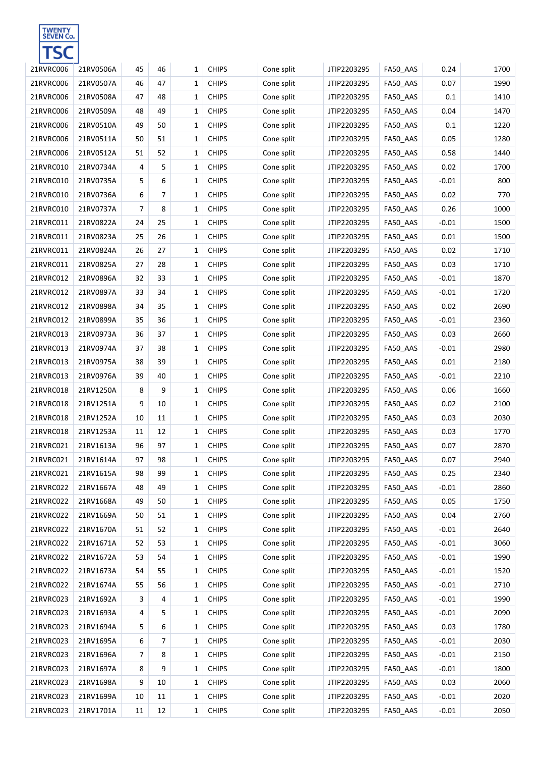| | | | | | | | | | | |
|---|---|---|---|---|---|---|---|---|---|---|
| 21RVRC006 | 21RV0506A | 45 | 46 | 1 | CHIPS | Cone split | JTIP2203295 | FA50_AAS | 0.24 | 1700 |
| 21RVRC006 | 21RV0507A | 46 | 47 | 1 | CHIPS | Cone split | JTIP2203295 | FA50_AAS | 0.07 | 1990 |
| 21RVRC006 | 21RV0508A | 47 | 48 | 1 | CHIPS | Cone split | JTIP2203295 | FA50_AAS | 0.1 | 1410 |
| 21RVRC006 | 21RV0509A | 48 | 49 | 1 | CHIPS | Cone split | JTIP2203295 | FA50_AAS | 0.04 | 1470 |
| 21RVRC006 | 21RV0510A | 49 | 50 | 1 | CHIPS | Cone split | JTIP2203295 | FA50_AAS | 0.1 | 1220 |
| 21RVRC006 | 21RV0511A | 50 | 51 | 1 | CHIPS | Cone split | JTIP2203295 | FA50_AAS | 0.05 | 1280 |
| 21RVRC006 | 21RV0512A | 51 | 52 | 1 | CHIPS | Cone split | JTIP2203295 | FA50_AAS | 0.58 | 1440 |
| 21RVRC010 | 21RV0734A | 4 | 5 | 1 | CHIPS | Cone split | JTIP2203295 | FA50_AAS | 0.02 | 1700 |
| 21RVRC010 | 21RV0735A | 5 | 6 | 1 | CHIPS | Cone split | JTIP2203295 | FA50_AAS | -0.01 | 800 |
| 21RVRC010 | 21RV0736A | 6 | 7 | 1 | CHIPS | Cone split | JTIP2203295 | FA50_AAS | 0.02 | 770 |
| 21RVRC010 | 21RV0737A | 7 | 8 | 1 | CHIPS | Cone split | JTIP2203295 | FA50_AAS | 0.26 | 1000 |
| 21RVRC011 | 21RV0822A | 24 | 25 | 1 | CHIPS | Cone split | JTIP2203295 | FA50_AAS | -0.01 | 1500 |
| 21RVRC011 | 21RV0823A | 25 | 26 | 1 | CHIPS | Cone split | JTIP2203295 | FA50_AAS | 0.01 | 1500 |
| 21RVRC011 | 21RV0824A | 26 | 27 | 1 | CHIPS | Cone split | JTIP2203295 | FA50_AAS | 0.02 | 1710 |
| 21RVRC011 | 21RV0825A | 27 | 28 | 1 | CHIPS | Cone split | JTIP2203295 | FA50_AAS | 0.03 | 1710 |
| 21RVRC012 | 21RV0896A | 32 | 33 | 1 | CHIPS | Cone split | JTIP2203295 | FA50_AAS | -0.01 | 1870 |
| 21RVRC012 | 21RV0897A | 33 | 34 | 1 | CHIPS | Cone split | JTIP2203295 | FA50_AAS | -0.01 | 1720 |
| 21RVRC012 | 21RV0898A | 34 | 35 | 1 | CHIPS | Cone split | JTIP2203295 | FA50_AAS | 0.02 | 2690 |
| 21RVRC012 | 21RV0899A | 35 | 36 | 1 | CHIPS | Cone split | JTIP2203295 | FA50_AAS | -0.01 | 2360 |
| 21RVRC013 | 21RV0973A | 36 | 37 | 1 | CHIPS | Cone split | JTIP2203295 | FA50_AAS | 0.03 | 2660 |
| 21RVRC013 | 21RV0974A | 37 | 38 | 1 | CHIPS | Cone split | JTIP2203295 | FA50_AAS | -0.01 | 2980 |
| 21RVRC013 | 21RV0975A | 38 | 39 | 1 | CHIPS | Cone split | JTIP2203295 | FA50_AAS | 0.01 | 2180 |
| 21RVRC013 | 21RV0976A | 39 | 40 | 1 | CHIPS | Cone split | JTIP2203295 | FA50_AAS | -0.01 | 2210 |
| 21RVRC018 | 21RV1250A | 8 | 9 | 1 | CHIPS | Cone split | JTIP2203295 | FA50_AAS | 0.06 | 1660 |
| 21RVRC018 | 21RV1251A | 9 | 10 | 1 | CHIPS | Cone split | JTIP2203295 | FA50_AAS | 0.02 | 2100 |
| 21RVRC018 | 21RV1252A | 10 | 11 | 1 | CHIPS | Cone split | JTIP2203295 | FA50_AAS | 0.03 | 2030 |
| 21RVRC018 | 21RV1253A | 11 | 12 | 1 | CHIPS | Cone split | JTIP2203295 | FA50_AAS | 0.03 | 1770 |
| 21RVRC021 | 21RV1613A | 96 | 97 | 1 | CHIPS | Cone split | JTIP2203295 | FA50_AAS | 0.07 | 2870 |
| 21RVRC021 | 21RV1614A | 97 | 98 | 1 | CHIPS | Cone split | JTIP2203295 | FA50_AAS | 0.07 | 2940 |
| 21RVRC021 | 21RV1615A | 98 | 99 | 1 | CHIPS | Cone split | JTIP2203295 | FA50_AAS | 0.25 | 2340 |
| 21RVRC022 | 21RV1667A | 48 | 49 | 1 | CHIPS | Cone split | JTIP2203295 | FA50_AAS | -0.01 | 2860 |
| 21RVRC022 | 21RV1668A | 49 | 50 | 1 | CHIPS | Cone split | JTIP2203295 | FA50_AAS | 0.05 | 1750 |
| 21RVRC022 | 21RV1669A | 50 | 51 | 1 | CHIPS | Cone split | JTIP2203295 | FA50_AAS | 0.04 | 2760 |
| 21RVRC022 | 21RV1670A | 51 | 52 | 1 | CHIPS | Cone split | JTIP2203295 | FA50_AAS | -0.01 | 2640 |
| 21RVRC022 | 21RV1671A | 52 | 53 | 1 | CHIPS | Cone split | JTIP2203295 | FA50_AAS | -0.01 | 3060 |
| 21RVRC022 | 21RV1672A | 53 | 54 | 1 | CHIPS | Cone split | JTIP2203295 | FA50_AAS | -0.01 | 1990 |
| 21RVRC022 | 21RV1673A | 54 | 55 | 1 | CHIPS | Cone split | JTIP2203295 | FA50_AAS | -0.01 | 1520 |
| 21RVRC022 | 21RV1674A | 55 | 56 | 1 | CHIPS | Cone split | JTIP2203295 | FA50_AAS | -0.01 | 2710 |
| 21RVRC023 | 21RV1692A | 3 | 4 | 1 | CHIPS | Cone split | JTIP2203295 | FA50_AAS | -0.01 | 1990 |
| 21RVRC023 | 21RV1693A | 4 | 5 | 1 | CHIPS | Cone split | JTIP2203295 | FA50_AAS | -0.01 | 2090 |
| 21RVRC023 | 21RV1694A | 5 | 6 | 1 | CHIPS | Cone split | JTIP2203295 | FA50_AAS | 0.03 | 1780 |
| 21RVRC023 | 21RV1695A | 6 | 7 | 1 | CHIPS | Cone split | JTIP2203295 | FA50_AAS | -0.01 | 2030 |
| 21RVRC023 | 21RV1696A | 7 | 8 | 1 | CHIPS | Cone split | JTIP2203295 | FA50_AAS | -0.01 | 2150 |
| 21RVRC023 | 21RV1697A | 8 | 9 | 1 | CHIPS | Cone split | JTIP2203295 | FA50_AAS | -0.01 | 1800 |
| 21RVRC023 | 21RV1698A | 9 | 10 | 1 | CHIPS | Cone split | JTIP2203295 | FA50_AAS | 0.03 | 2060 |
| 21RVRC023 | 21RV1699A | 10 | 11 | 1 | CHIPS | Cone split | JTIP2203295 | FA50_AAS | -0.01 | 2020 |
| 21RVRC023 | 21RV1701A | 11 | 12 | 1 | CHIPS | Cone split | JTIP2203295 | FA50_AAS | -0.01 | 2050 |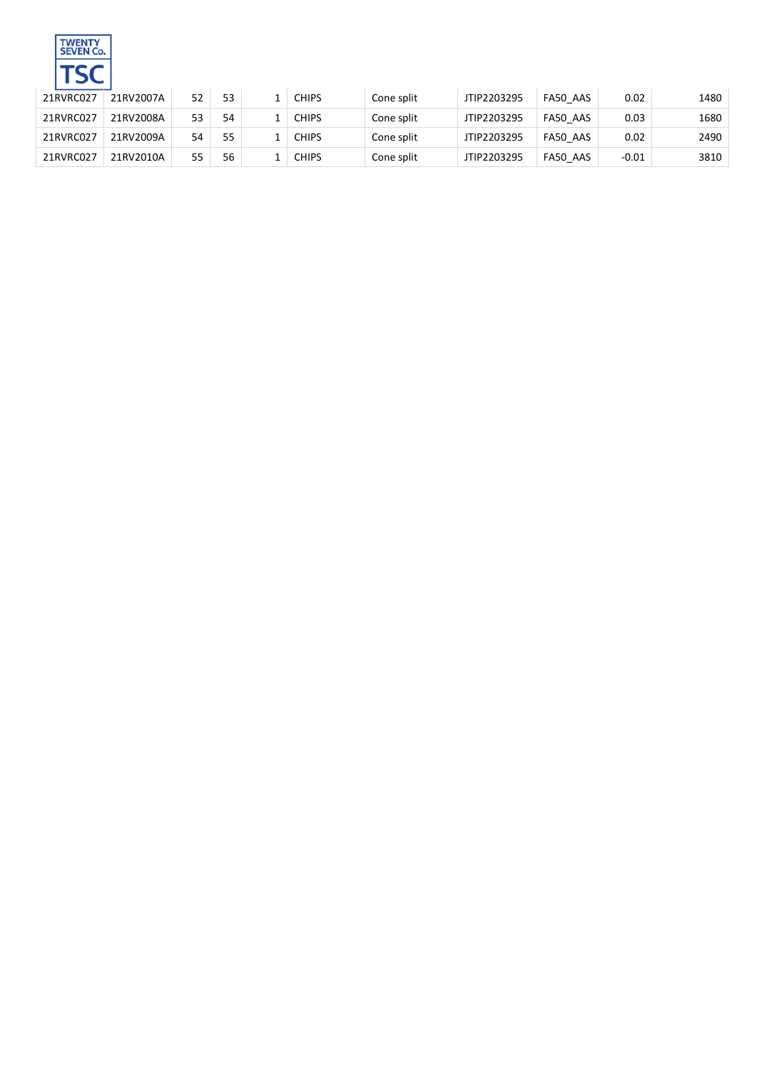| | | | | | | | | | | |
|---|---|---|---|---|---|---|---|---|---|---|
| 21RVRC027 | 21RV2007A | 52 | 53 | 1 | CHIPS | Cone split | JTIP2203295 | FA50_AAS | 0.02 | 1480 |
| 21RVRC027 | 21RV2008A | 53 | 54 | 1 | CHIPS | Cone split | JTIP2203295 | FA50_AAS | 0.03 | 1680 |
| 21RVRC027 | 21RV2009A | 54 | 55 | 1 | CHIPS | Cone split | JTIP2203295 | FA50_AAS | 0.02 | 2490 |
| 21RVRC027 | 21RV2010A | 55 | 56 | 1 | CHIPS | Cone split | JTIP2203295 | FA50_AAS | -0.01 | 3810 |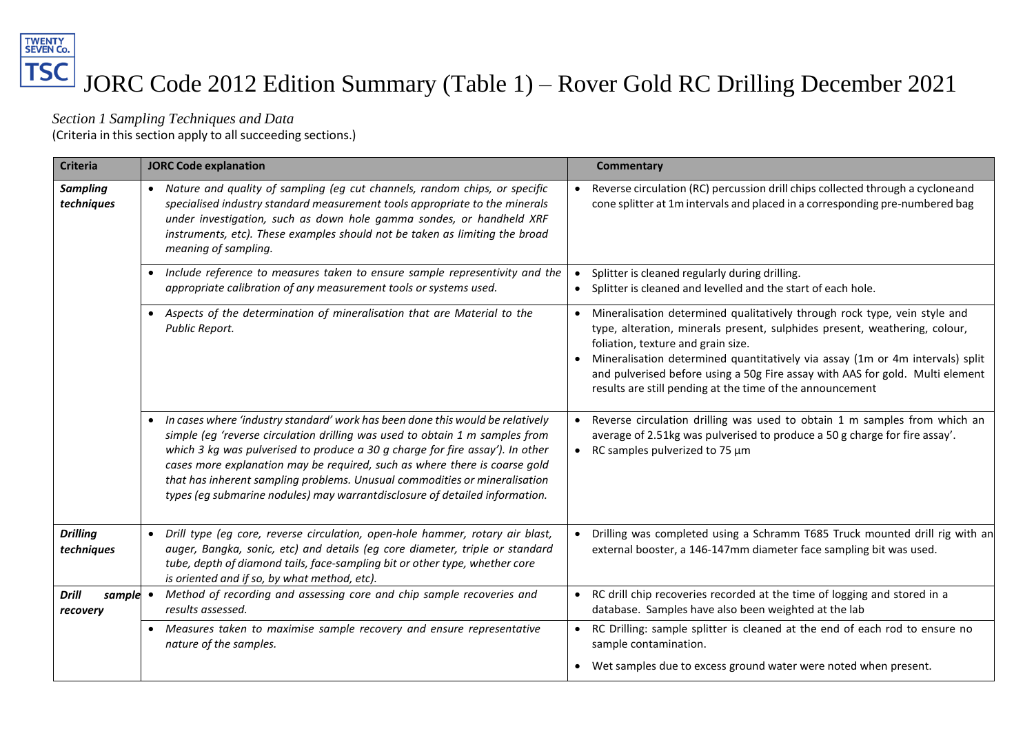# JORC Code 2012 Edition Summary (Table 1) – Rover Gold RC Drilling December 2021

*Section 1 Sampling Techniques and Data*
(Criteria in this section apply to all succeeding sections.)

| Criteria | JORC Code explanation | Commentary |
|---|---|---|
| ***Sampling techniques*** | • *Nature and quality of sampling (eg cut channels, random chips, or specific specialised industry standard measurement tools appropriate to the minerals under investigation, such as down hole gamma sondes, or handheld XRF instruments, etc). These examples should not be taken as limiting the broad meaning of sampling.* | • Reverse circulation (RC) percussion drill chips collected through a cycloneand cone splitter at 1m intervals and placed in a corresponding pre-numbered bag |
| | • *Include reference to measures taken to ensure sample representivity and the appropriate calibration of any measurement tools or systems used.* | • Splitter is cleaned regularly during drilling. <br> • Splitter is cleaned and levelled and the start of each hole. |
| | • *Aspects of the determination of mineralisation that are Material to the Public Report.* | • Mineralisation determined qualitatively through rock type, vein style and type, alteration, minerals present, sulphides present, weathering, colour, foliation, texture and grain size. <br> • Mineralisation determined quantitatively via assay (1m or 4m intervals) split and pulverised before using a 50g Fire assay with AAS for gold. Multi element results are still pending at the time of the announcement |
| | • *In cases where 'industry standard' work has been done this would be relatively simple (eg 'reverse circulation drilling was used to obtain 1 m samples from which 3 kg was pulverised to produce a 30 g charge for fire assay'). In other cases more explanation may be required, such as where there is coarse gold that has inherent sampling problems. Unusual commodities or mineralisation types (eg submarine nodules) may warrantdisclosure of detailed information.* | • Reverse circulation drilling was used to obtain 1 m samples from which an average of 2.51kg was pulverised to produce a 50 g charge for fire assay'. <br> • RC samples pulverized to 75 µm |
| ***Drilling techniques*** | • *Drill type (eg core, reverse circulation, open-hole hammer, rotary air blast, auger, Bangka, sonic, etc) and details (eg core diameter, triple or standard tube, depth of diamond tails, face-sampling bit or other type, whether core is oriented and if so, by what method, etc).* | • Drilling was completed using a Schramm T685 Truck mounted drill rig with an external booster, a 146-147mm diameter face sampling bit was used. |
| ***Drill sample recovery*** | • *Method of recording and assessing core and chip sample recoveries and results assessed.* | • RC drill chip recoveries recorded at the time of logging and stored in a database. Samples have also been weighted at the lab |
| | • *Measures taken to maximise sample recovery and ensure representative nature of the samples.* | • RC Drilling: sample splitter is cleaned at the end of each rod to ensure no sample contamination. <br> • Wet samples due to excess ground water were noted when present. |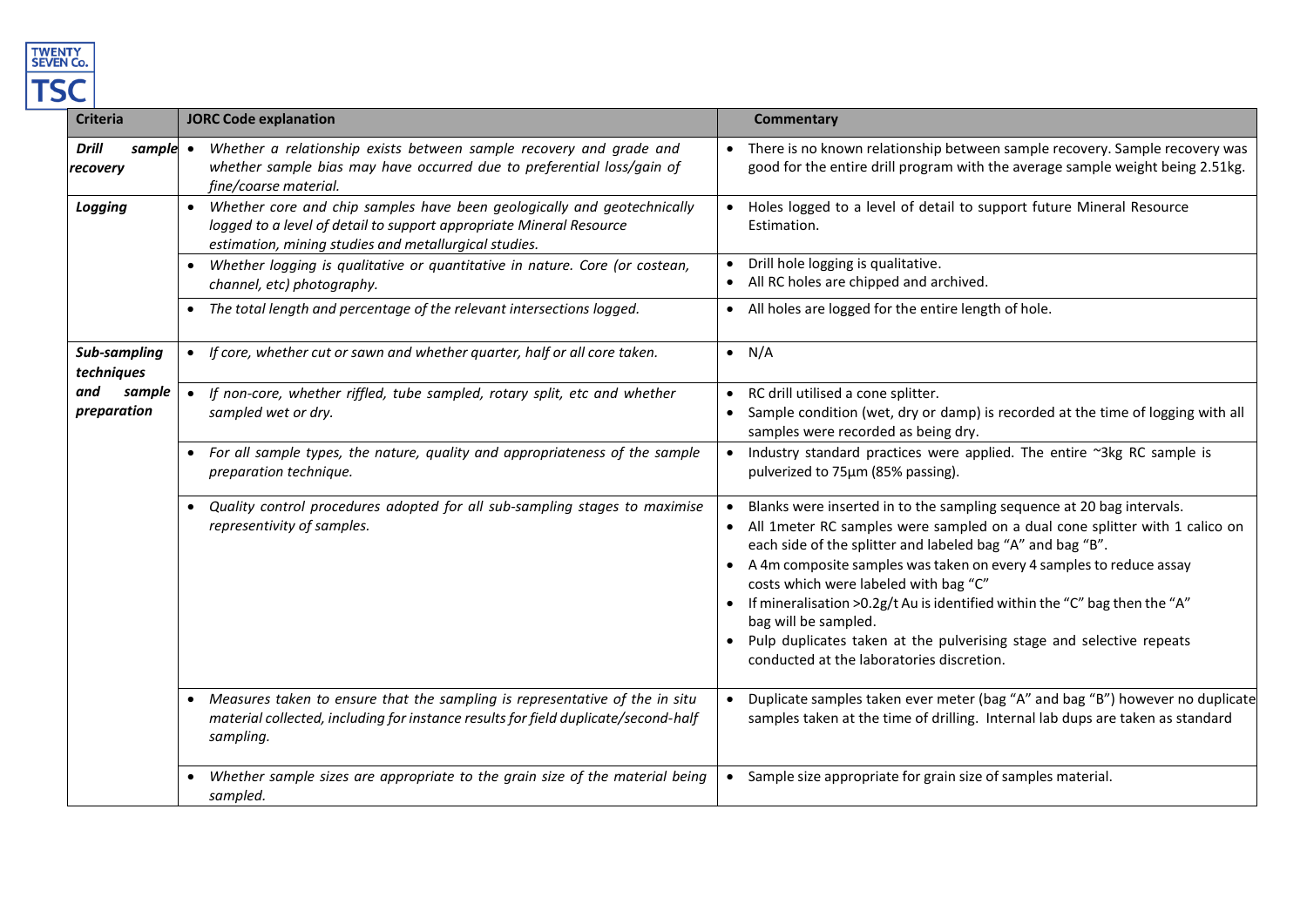| Criteria | JORC Code explanation | Commentary |
|---|---|---|
| ***Drill sample recovery*** | • *Whether a relationship exists between sample recovery and grade and whether sample bias may have occurred due to preferential loss/gain of fine/coarse material.* | • There is no known relationship between sample recovery. Sample recovery was good for the entire drill program with the average sample weight being 2.51kg. |
| ***Logging*** | • *Whether core and chip samples have been geologically and geotechnically logged to a level of detail to support appropriate Mineral Resource estimation, mining studies and metallurgical studies.* | • Holes logged to a level of detail to support future Mineral Resource Estimation. |
| | • *Whether logging is qualitative or quantitative in nature. Core (or costean, channel, etc) photography.* | • Drill hole logging is qualitative.<br>• All RC holes are chipped and archived. |
| | • *The total length and percentage of the relevant intersections logged.* | • All holes are logged for the entire length of hole. |
| ***Sub-sampling techniques and sample preparation*** | • *If core, whether cut or sawn and whether quarter, half or all core taken.* | • N/A |
| | • *If non-core, whether riffled, tube sampled, rotary split, etc and whether sampled wet or dry.* | • RC drill utilised a cone splitter.<br>• Sample condition (wet, dry or damp) is recorded at the time of logging with all samples were recorded as being dry. |
| | • *For all sample types, the nature, quality and appropriateness of the sample preparation technique.* | • Industry standard practices were applied. The entire ~3kg RC sample is pulverized to 75µm (85% passing). |
| | • *Quality control procedures adopted for all sub-sampling stages to maximise representivity of samples.* | • Blanks were inserted in to the sampling sequence at 20 bag intervals.<br>• All 1meter RC samples were sampled on a dual cone splitter with 1 calico on each side of the splitter and labeled bag "A" and bag "B".<br>• A 4m composite samples was taken on every 4 samples to reduce assay costs which were labeled with bag "C"<br>• If mineralisation >0.2g/t Au is identified within the "C" bag then the "A" bag will be sampled.<br>• Pulp duplicates taken at the pulverising stage and selective repeats conducted at the laboratories discretion. |
| | • *Measures taken to ensure that the sampling is representative of the in situ material collected, including for instance results for field duplicate/second-half sampling.* | • Duplicate samples taken ever meter (bag "A" and bag "B") however no duplicate samples taken at the time of drilling. Internal lab dups are taken as standard |
| | • *Whether sample sizes are appropriate to the grain size of the material being sampled.* | • Sample size appropriate for grain size of samples material. |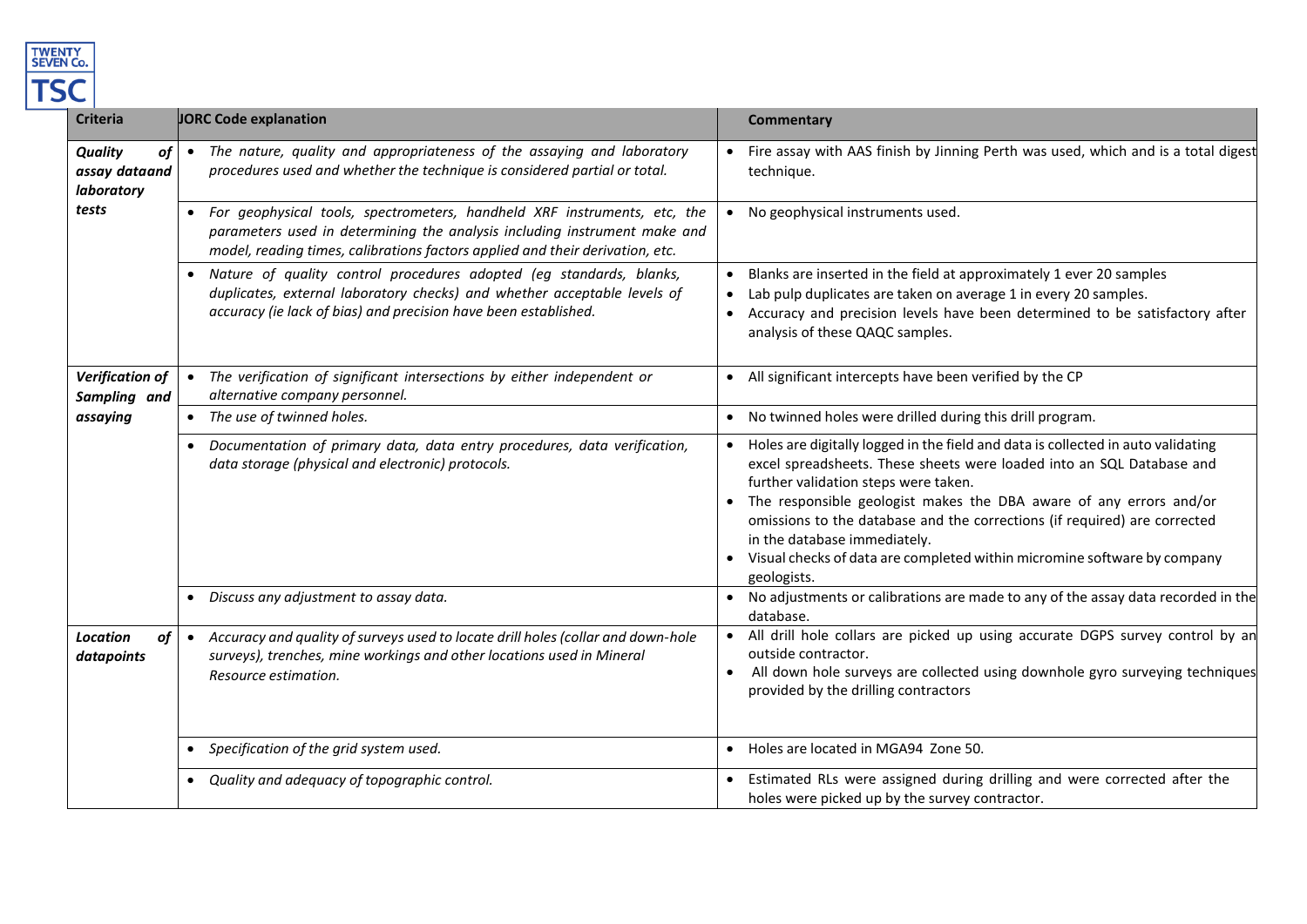| Criteria | JORC Code explanation | Commentary |
| --- | --- | --- |
| ***Quality of assay dataand laboratory tests*** | • *The nature, quality and appropriateness of the assaying and laboratory procedures used and whether the technique is considered partial or total.* | • Fire assay with AAS finish by Jinning Perth was used, which and is a total digest technique. |
| | • *For geophysical tools, spectrometers, handheld XRF instruments, etc, the parameters used in determining the analysis including instrument make and model, reading times, calibrations factors applied and their derivation, etc.* | • No geophysical instruments used. |
| | • *Nature of quality control procedures adopted (eg standards, blanks, duplicates, external laboratory checks) and whether acceptable levels of accuracy (ie lack of bias) and precision have been established.* | • Blanks are inserted in the field at approximately 1 ever 20 samples<br>• Lab pulp duplicates are taken on average 1 in every 20 samples.<br>• Accuracy and precision levels have been determined to be satisfactory after analysis of these QAQC samples. |
| ***Verification of Sampling and assaying*** | • *The verification of significant intersections by either independent or alternative company personnel.* | • All significant intercepts have been verified by the CP |
| | • *The use of twinned holes.* | • No twinned holes were drilled during this drill program. |
| | • *Documentation of primary data, data entry procedures, data verification, data storage (physical and electronic) protocols.* | • Holes are digitally logged in the field and data is collected in auto validating excel spreadsheets. These sheets were loaded into an SQL Database and further validation steps were taken.<br>• The responsible geologist makes the DBA aware of any errors and/or omissions to the database and the corrections (if required) are corrected in the database immediately.<br>• Visual checks of data are completed within micromine software by company geologists. |
| | • *Discuss any adjustment to assay data.* | • No adjustments or calibrations are made to any of the assay data recorded in the database. |
| ***Location of datapoints*** | • *Accuracy and quality of surveys used to locate drill holes (collar and down-hole surveys), trenches, mine workings and other locations used in Mineral Resource estimation.* | • All drill hole collars are picked up using accurate DGPS survey control by an outside contractor.<br>• All down hole surveys are collected using downhole gyro surveying techniques provided by the drilling contractors |
| | • *Specification of the grid system used.* | • Holes are located in MGA94 Zone 50. |
| | • *Quality and adequacy of topographic control.* | • Estimated RLs were assigned during drilling and were corrected after the holes were picked up by the survey contractor. |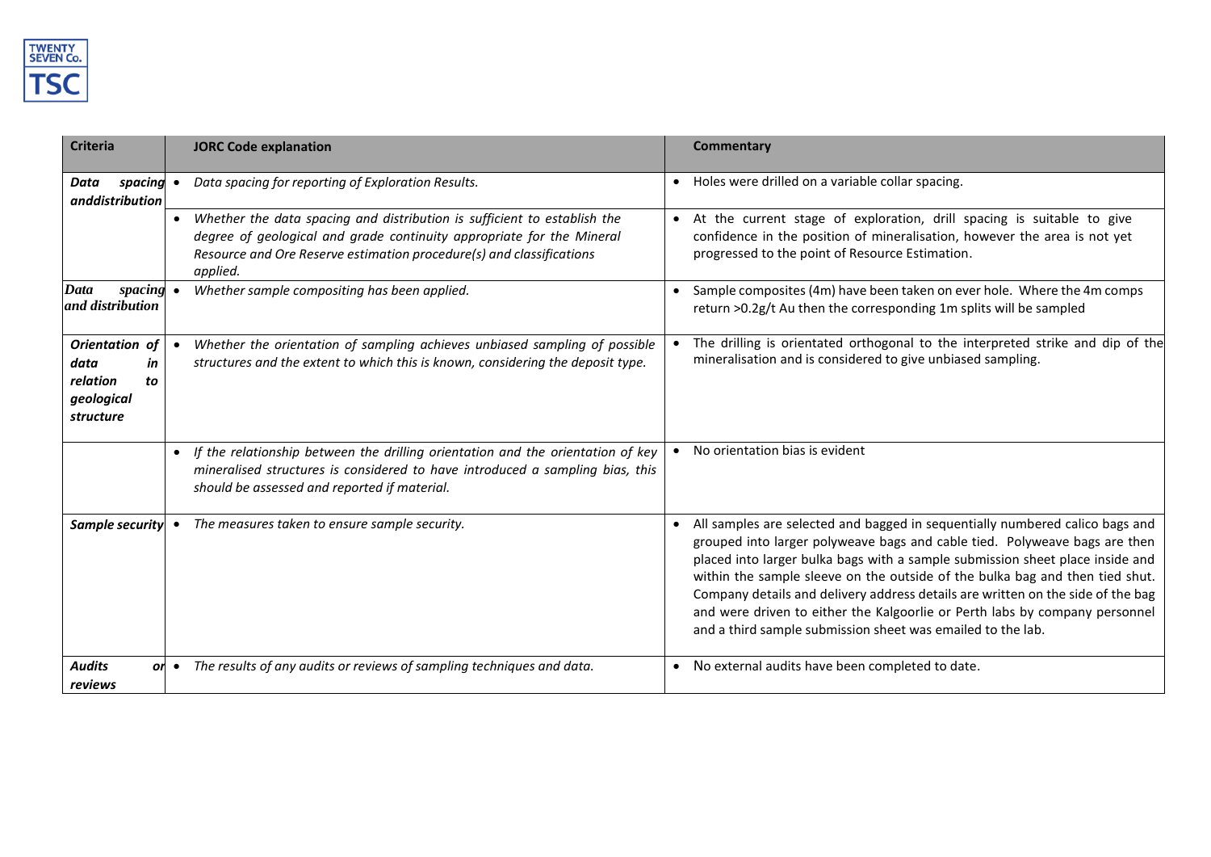| Criteria | JORC Code explanation | Commentary |
|---|---|---|
| ***Data spacing anddistribution*** | • *Data spacing for reporting of Exploration Results.* | • Holes were drilled on a variable collar spacing. |
| | • *Whether the data spacing and distribution is sufficient to establish the degree of geological and grade continuity appropriate for the Mineral Resource and Ore Reserve estimation procedure(s) and classifications applied.* | • At the current stage of exploration, drill spacing is suitable to give confidence in the position of mineralisation, however the area is not yet progressed to the point of Resource Estimation. |
| ***Data spacing and distribution*** | • *Whether sample compositing has been applied.* | • Sample composites (4m) have been taken on ever hole. Where the 4m comps return >0.2g/t Au then the corresponding 1m splits will be sampled |
| ***Orientation of data in relation to geological structure*** | • *Whether the orientation of sampling achieves unbiased sampling of possible structures and the extent to which this is known, considering the deposit type.* | • The drilling is orientated orthogonal to the interpreted strike and dip of the mineralisation and is considered to give unbiased sampling. |
| | • *If the relationship between the drilling orientation and the orientation of key mineralised structures is considered to have introduced a sampling bias, this should be assessed and reported if material.* | • No orientation bias is evident |
| ***Sample security*** | • *The measures taken to ensure sample security.* | • All samples are selected and bagged in sequentially numbered calico bags and grouped into larger polyweave bags and cable tied. Polyweave bags are then placed into larger bulka bags with a sample submission sheet place inside and within the sample sleeve on the outside of the bulka bag and then tied shut. Company details and delivery address details are written on the side of the bag and were driven to either the Kalgoorlie or Perth labs by company personnel and a third sample submission sheet was emailed to the lab. |
| ***Audits or reviews*** | • *The results of any audits or reviews of sampling techniques and data.* | • No external audits have been completed to date. |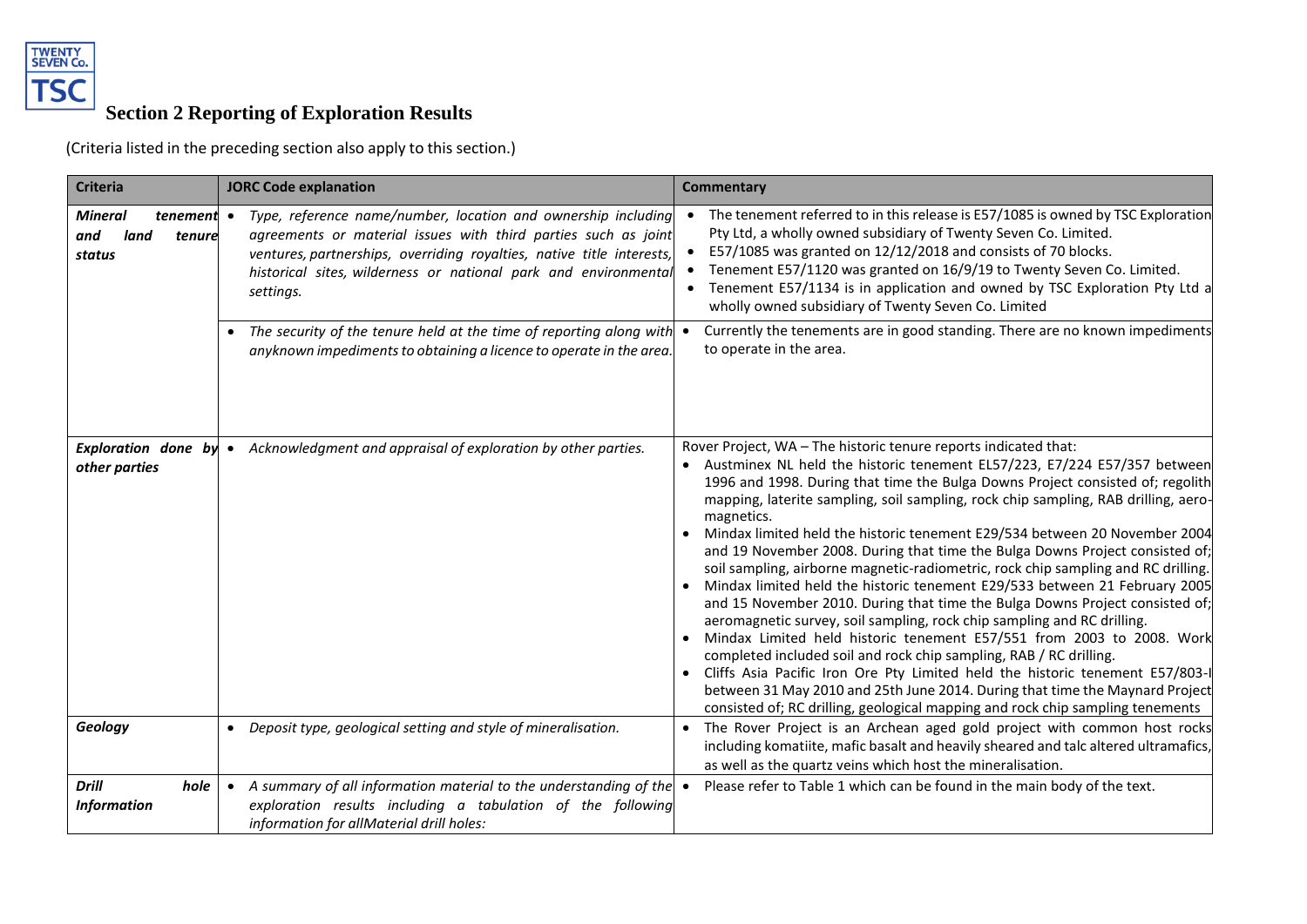## Section 2 Reporting of Exploration Results

(Criteria listed in the preceding section also apply to this section.)

| Criteria | JORC Code explanation | Commentary |
|---|---|---|
| ***Mineral tenement and land tenure status*** | • *Type, reference name/number, location and ownership including agreements or material issues with third parties such as joint ventures, partnerships, overriding royalties, native title interests, historical sites, wilderness or national park and environmental settings.* | • The tenement referred to in this release is E57/1085 is owned by TSC Exploration Pty Ltd, a wholly owned subsidiary of Twenty Seven Co. Limited.<br>• E57/1085 was granted on 12/12/2018 and consists of 70 blocks.<br>• Tenement E57/1120 was granted on 16/9/19 to Twenty Seven Co. Limited.<br>• Tenement E57/1134 is in application and owned by TSC Exploration Pty Ltd a wholly owned subsidiary of Twenty Seven Co. Limited |
| | • *The security of the tenure held at the time of reporting along with anyknown impediments to obtaining a licence to operate in the area.* | • Currently the tenements are in good standing. There are no known impediments to operate in the area. |
| ***Exploration done by other parties*** | • *Acknowledgment and appraisal of exploration by other parties.* | Rover Project, WA – The historic tenure reports indicated that:<br>• Austminex NL held the historic tenement EL57/223, E7/224 E57/357 between 1996 and 1998. During that time the Bulga Downs Project consisted of; regolith mapping, laterite sampling, soil sampling, rock chip sampling, RAB drilling, aero-magnetics.<br>• Mindax limited held the historic tenement E29/534 between 20 November 2004 and 19 November 2008. During that time the Bulga Downs Project consisted of; soil sampling, airborne magnetic-radiometric, rock chip sampling and RC drilling.<br>• Mindax limited held the historic tenement E29/533 between 21 February 2005 and 15 November 2010. During that time the Bulga Downs Project consisted of; aeromagnetic survey, soil sampling, rock chip sampling and RC drilling.<br>• Mindax Limited held historic tenement E57/551 from 2003 to 2008. Work completed included soil and rock chip sampling, RAB / RC drilling.<br>• Cliffs Asia Pacific Iron Ore Pty Limited held the historic tenement E57/803-I between 31 May 2010 and 25th June 2014. During that time the Maynard Project consisted of; RC drilling, geological mapping and rock chip sampling tenements |
| ***Geology*** | • *Deposit type, geological setting and style of mineralisation.* | • The Rover Project is an Archean aged gold project with common host rocks including komatiite, mafic basalt and heavily sheared and talc altered ultramafics, as well as the quartz veins which host the mineralisation. |
| ***Drill hole Information*** | • *A summary of all information material to the understanding of the exploration results including a tabulation of the following information for allMaterial drill holes:* | • Please refer to Table 1 which can be found in the main body of the text. |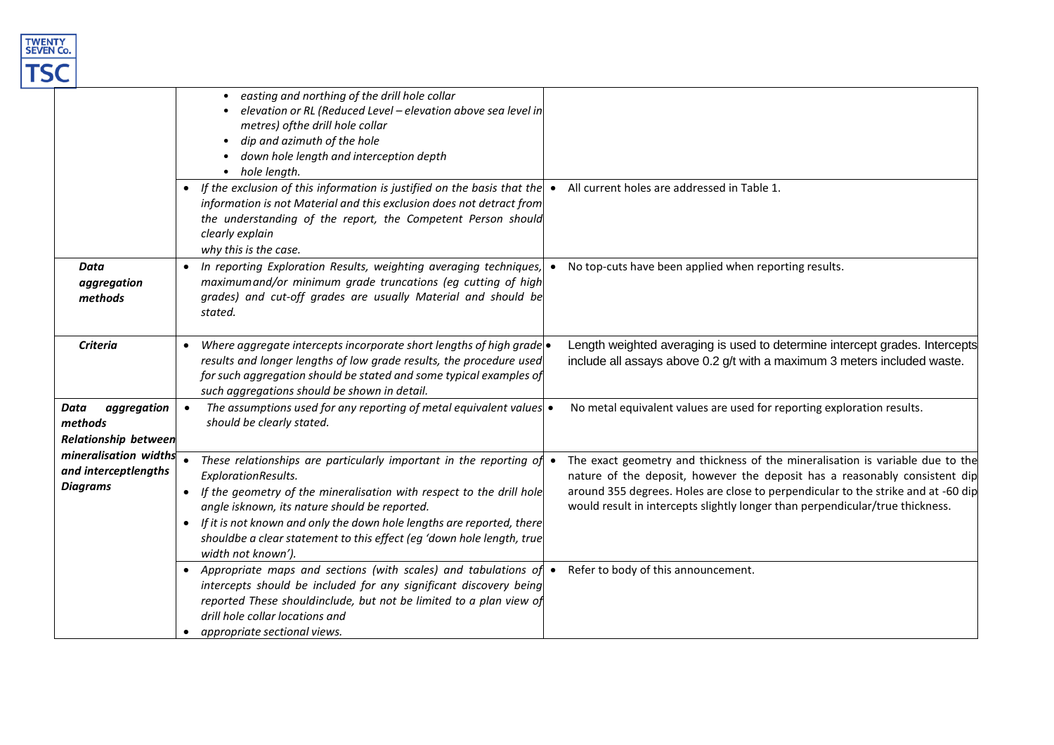| | | |
|---|---|---|
| | • *easting and northing of the drill hole collar*<br>• *elevation or RL (Reduced Level – elevation above sea level in metres) ofthe drill hole collar*<br>• *dip and azimuth of the hole*<br>• *down hole length and interception depth*<br>• *hole length.* | |
| | • *If the exclusion of this information is justified on the basis that the information is not Material and this exclusion does not detract from the understanding of the report, the Competent Person should clearly explain why this is the case.* | • All current holes are addressed in Table 1. |
| ***Data aggregation methods*** | • *In reporting Exploration Results, weighting averaging techniques, maximumand/or minimum grade truncations (eg cutting of high grades) and cut-off grades are usually Material and should be stated.* | • No top-cuts have been applied when reporting results. |
| ***Criteria*** | • *Where aggregate intercepts incorporate short lengths of high grade results and longer lengths of low grade results, the procedure used for such aggregation should be stated and some typical examples of such aggregations should be shown in detail.* | • Length weighted averaging is used to determine intercept grades. Intercepts include all assays above 0.2 g/t with a maximum 3 meters included waste. |
| ***Data aggregation methods*** | • *The assumptions used for any reporting of metal equivalent values should be clearly stated.* | • No metal equivalent values are used for reporting exploration results. |
| ***Relationship between mineralisation widths and interceptlengths*** | • *These relationships are particularly important in the reporting of ExplorationResults.*<br>• *If the geometry of the mineralisation with respect to the drill hole angle isknown, its nature should be reported.*<br>• *If it is not known and only the down hole lengths are reported, there shouldbe a clear statement to this effect (eg 'down hole length, true width not known').* | • The exact geometry and thickness of the mineralisation is variable due to the nature of the deposit, however the deposit has a reasonably consistent dip around 355 degrees. Holes are close to perpendicular to the strike and at -60 dip would result in intercepts slightly longer than perpendicular/true thickness. |
| ***Diagrams*** | • *Appropriate maps and sections (with scales) and tabulations of intercepts should be included for any significant discovery being reported These shouldinclude, but not be limited to a plan view of drill hole collar locations and*<br>• *appropriate sectional views.* | • Refer to body of this announcement. |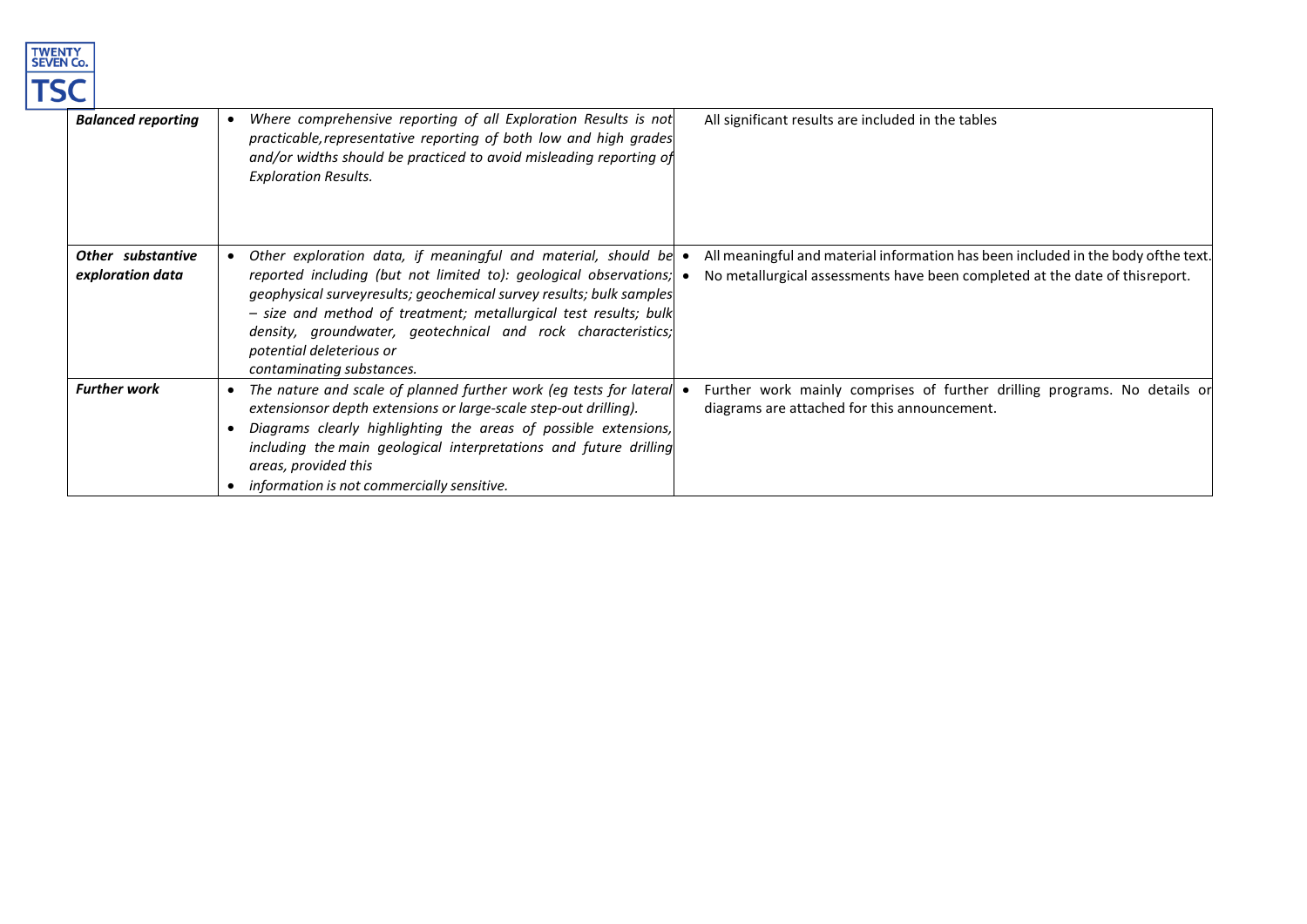| | | |
|---|---|---|
| ***Balanced reporting*** | • *Where comprehensive reporting of all Exploration Results is not practicable,representative reporting of both low and high grades and/or widths should be practiced to avoid misleading reporting of Exploration Results.* | All significant results are included in the tables |
| ***Other substantive exploration data*** | • *Other exploration data, if meaningful and material, should be reported including (but not limited to): geological observations; geophysical surveyresults; geochemical survey results; bulk samples – size and method of treatment; metallurgical test results; bulk density, groundwater, geotechnical and rock characteristics; potential deleterious or contaminating substances.* | • All meaningful and material information has been included in the body ofthe text.<br>• No metallurgical assessments have been completed at the date of thisreport. |
| ***Further work*** | • *The nature and scale of planned further work (eg tests for lateral extensionsor depth extensions or large-scale step-out drilling).*<br>• *Diagrams clearly highlighting the areas of possible extensions, including the main geological interpretations and future drilling areas, provided this*<br>• *information is not commercially sensitive.* | • Further work mainly comprises of further drilling programs. No details or diagrams are attached for this announcement. |